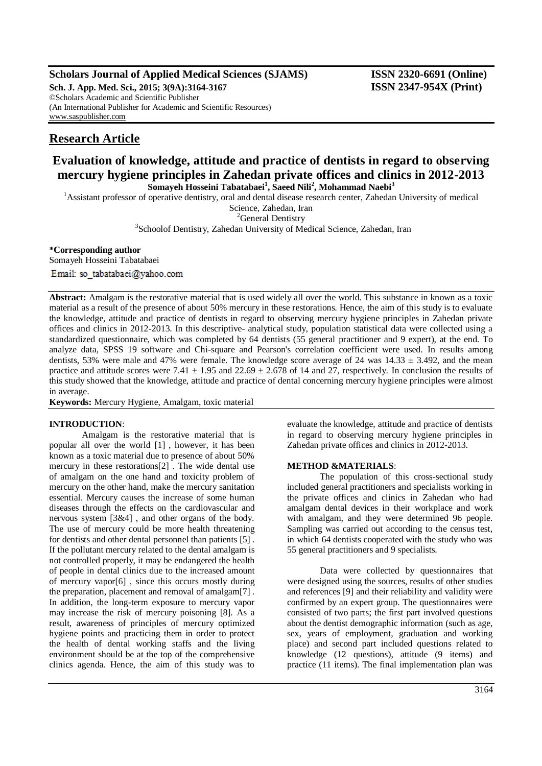# Research Article

## Evaluation of knowledge, attitude and practice of dentists in regard to observing mercury hygiene principles in Zahedan private offices and clinics in 2012-2013

**Somayeh Hosseini Tabatabaei[1], Saeed Nili[2], Mohammad Naebi[3]**

[1]Assistant professor of operative dentistry, oral and dental disease research center, Zahedan University of medical Science, Zahedan, Iran

[2]General Dentistry

[3]Schoolof Dentistry, Zahedan University of Medical Science, Zahedan, Iran

**\*Corresponding author**

Somayeh Hosseini Tabatabaei

Email: so_tabatabaei@yahoo.com

**Abstract:** Amalgam is the restorative material that is used widely all over the world. This substance in known as a toxic material as a result of the presence of about 50% mercury in these restorations. Hence, the aim of this study is to evaluate the knowledge, attitude and practice of dentists in regard to observing mercury hygiene principles in Zahedan private offices and clinics in 2012-2013. In this descriptive- analytical study, population statistical data were collected using a standardized questionnaire, which was completed by 64 dentists (55 general practitioner and 9 expert), at the end. To analyze data, SPSS 19 software and Chi-square and Pearson's correlation coefficient were used. In results among dentists, 53% were male and 47% were female. The knowledge score average of 24 was $14.33 \pm 3.492$, and the mean practice and attitude scores were $7.41 \pm 1.95$ and $22.69 \pm 2.678$ of 14 and 27, respectively. In conclusion the results of this study showed that the knowledge, attitude and practice of dental concerning mercury hygiene principles were almost in average.

**Keywords:** Mercury Hygiene, Amalgam, toxic material

### INTRODUCTION:

Amalgam is the restorative material that is popular all over the world [1] , however, it has been known as a toxic material due to presence of about 50% mercury in these restorations[2] . The wide dental use of amalgam on the one hand and toxicity problem of mercury on the other hand, make the mercury sanitation essential. Mercury causes the increase of some human diseases through the effects on the cardiovascular and nervous system [3&4] , and other organs of the body. The use of mercury could be more health threatening for dentists and other dental personnel than patients [5] . If the pollutant mercury related to the dental amalgam is not controlled properly, it may be endangered the health of people in dental clinics due to the increased amount of mercury vapor[6] , since this occurs mostly during the preparation, placement and removal of amalgam[7] . In addition, the long-term exposure to mercury vapor may increase the risk of mercury poisoning [8]. As a result, awareness of principles of mercury optimized hygiene points and practicing them in order to protect the health of dental working staffs and the living environment should be at the top of the comprehensive clinics agenda. Hence, the aim of this study was to evaluate the knowledge, attitude and practice of dentists in regard to observing mercury hygiene principles in Zahedan private offices and clinics in 2012-2013.

### METHOD &MATERIALS:

The population of this cross-sectional study included general practitioners and specialists working in the private offices and clinics in Zahedan who had amalgam dental devices in their workplace and work with amalgam, and they were determined 96 people. Sampling was carried out according to the census test, in which 64 dentists cooperated with the study who was 55 general practitioners and 9 specialists.

Data were collected by questionnaires that were designed using the sources, results of other studies and references [9] and their reliability and validity were confirmed by an expert group. The questionnaires were consisted of two parts; the first part involved questions about the dentist demographic information (such as age, sex, years of employment, graduation and working place) and second part included questions related to knowledge (12 questions), attitude (9 items) and practice (11 items). The final implementation plan was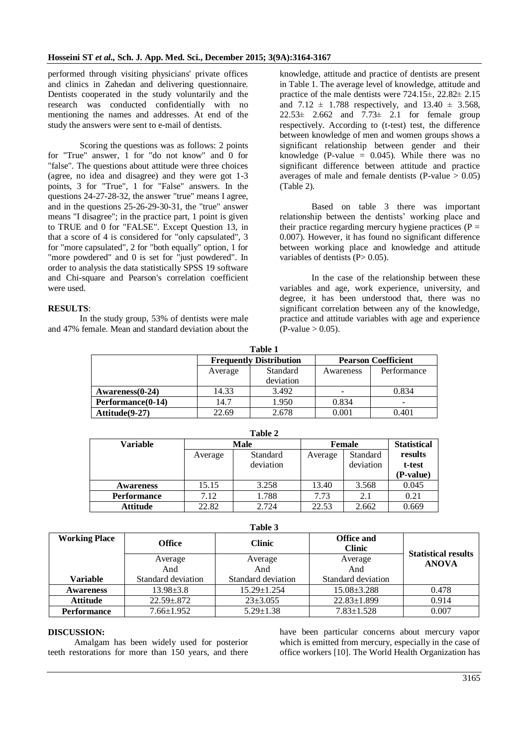performed through visiting physicians' private offices and clinics in Zahedan and delivering questionnaire. Dentists cooperated in the study voluntarily and the research was conducted confidentially with no mentioning the names and addresses. At end of the study the answers were sent to e-mail of dentists.

Scoring the questions was as follows: 2 points for "True" answer, 1 for "do not know" and 0 for "false". The questions about attitude were three choices (agree, no idea and disagree) and they were got 1-3 points, 3 for "True", 1 for "False" answers. In the questions 24-27-28-32, the answer "true" means I agree, and in the questions 25-26-29-30-31, the "true" answer means "I disagree"; in the practice part, 1 point is given to TRUE and 0 for "FALSE". Except Question 13, in that a score of 4 is considered for "only capsulated", 3 for "more capsulated", 2 for "both equally" option, 1 for "more powdered" and 0 is set for "just powdered". In order to analysis the data statistically SPSS 19 software and Chi-square and Pearson's correlation coefficient were used.

**RESULTS**:

In the study group, 53% of dentists were male and 47% female. Mean and standard deviation about the knowledge, attitude and practice of dentists are present in Table 1. The average level of knowledge, attitude and practice of the male dentists were 724.15±, 22.82± 2.15 and 7.12 ± 1.788 respectively, and 13.40 ± 3.568, 22.53± 2.662 and 7.73± 2.1 for female group respectively. According to (t-test) test, the difference between knowledge of men and women groups shows a significant relationship between gender and their knowledge (P-value = 0.045). While there was no significant difference between attitude and practice averages of male and female dentists (P-value > 0.05) (Table 2).

Based on table 3 there was important relationship between the dentists' working place and their practice regarding mercury hygiene practices (P = 0.007). However, it has found no significant difference between working place and knowledge and attitude variables of dentists (P> 0.05).

In the case of the relationship between these variables and age, work experience, university, and degree, it has been understood that, there was no significant correlation between any of the knowledge, practice and attitude variables with age and experience (P-value > 0.05).

**Table 1**

| | Frequently Distribution | | Pearson Coefficient | |
|---|---|---|---|---|
| | Average | Standard deviation | Awareness | Performance |
| **Awareness(0-24)** | 14.33 | 3.492 | - | 0.834 |
| **Performance(0-14)** | 14.7 | 1.950 | 0.834 | - |
| **Attitude(9-27)** | 22.69 | 2.678 | 0.001 | 0.401 |

**Table 2**

| Variable | Male | | Female | | Statistical results t-test (P-value) |
|---|---|---|---|---|---|
| | Average | Standard deviation | Average | Standard deviation | |
| **Awareness** | 15.15 | 3.258 | 13.40 | 3.568 | 0.045 |
| **Performance** | 7.12 | 1.788 | 7.73 | 2.1 | 0.21 |
| **Attitude** | 22.82 | 2.724 | 22.53 | 2.662 | 0.669 |

**Table 3**

| Working Place | Office | Clinic | Office and Clinic | Statistical results ANOVA |
|---|---|---|---|---|
| **Variable** | Average And Standard deviation | Average And Standard deviation | Average And Standard deviation | |
| **Awareness** | 13.98±3.8 | 15.29±1.254 | 15.08±3.288 | 0.478 |
| **Attitude** | 22.59±.872 | 23±3.055 | 22.83±1.899 | 0.914 |
| **Performance** | 7.66±1.952 | 5.29±1.38 | 7.83±1.528 | 0.007 |

**DISCUSSION:**

Amalgam has been widely used for posterior teeth restorations for more than 150 years, and there have been particular concerns about mercury vapor which is emitted from mercury, especially in the case of office workers [10]. The World Health Organization has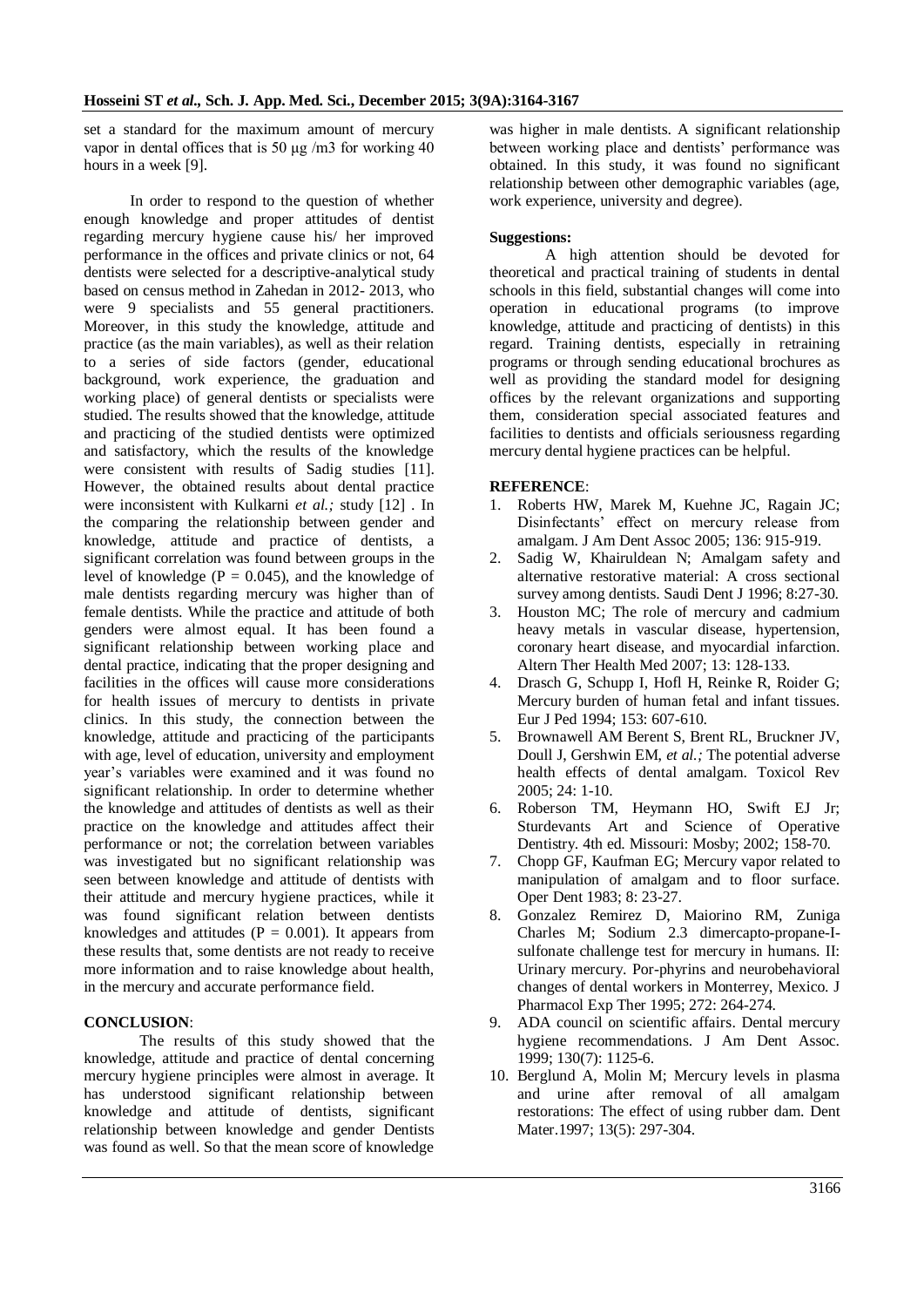set a standard for the maximum amount of mercury vapor in dental offices that is 50 µg /m3 for working 40 hours in a week [9].

In order to respond to the question of whether enough knowledge and proper attitudes of dentist regarding mercury hygiene cause his/ her improved performance in the offices and private clinics or not, 64 dentists were selected for a descriptive-analytical study based on census method in Zahedan in 2012- 2013, who were 9 specialists and 55 general practitioners. Moreover, in this study the knowledge, attitude and practice (as the main variables), as well as their relation to a series of side factors (gender, educational background, work experience, the graduation and working place) of general dentists or specialists were studied. The results showed that the knowledge, attitude and practicing of the studied dentists were optimized and satisfactory, which the results of the knowledge were consistent with results of Sadig studies [11]. However, the obtained results about dental practice were inconsistent with Kulkarni *et al.;* study [12] . In the comparing the relationship between gender and knowledge, attitude and practice of dentists, a significant correlation was found between groups in the level of knowledge ($P = 0.045$), and the knowledge of male dentists regarding mercury was higher than of female dentists. While the practice and attitude of both genders were almost equal. It has been found a significant relationship between working place and dental practice, indicating that the proper designing and facilities in the offices will cause more considerations for health issues of mercury to dentists in private clinics. In this study, the connection between the knowledge, attitude and practicing of the participants with age, level of education, university and employment year's variables were examined and it was found no significant relationship. In order to determine whether the knowledge and attitudes of dentists as well as their practice on the knowledge and attitudes affect their performance or not; the correlation between variables was investigated but no significant relationship was seen between knowledge and attitude of dentists with their attitude and mercury hygiene practices, while it was found significant relation between dentists knowledges and attitudes ($P = 0.001$). It appears from these results that, some dentists are not ready to receive more information and to raise knowledge about health, in the mercury and accurate performance field.

## CONCLUSION:

The results of this study showed that the knowledge, attitude and practice of dental concerning mercury hygiene principles were almost in average. It has understood significant relationship between knowledge and attitude of dentists, significant relationship between knowledge and gender Dentists was found as well. So that the mean score of knowledge was higher in male dentists. A significant relationship between working place and dentists' performance was obtained. In this study, it was found no significant relationship between other demographic variables (age, work experience, university and degree).

### Suggestions:

A high attention should be devoted for theoretical and practical training of students in dental schools in this field, substantial changes will come into operation in educational programs (to improve knowledge, attitude and practicing of dentists) in this regard. Training dentists, especially in retraining programs or through sending educational brochures as well as providing the standard model for designing offices by the relevant organizations and supporting them, consideration special associated features and facilities to dentists and officials seriousness regarding mercury dental hygiene practices can be helpful.

## REFERENCE:

1. Roberts HW, Marek M, Kuehne JC, Ragain JC; Disinfectants' effect on mercury release from amalgam. J Am Dent Assoc 2005; 136: 915-919.
2. Sadig W, Khairuldean N; Amalgam safety and alternative restorative material: A cross sectional survey among dentists. Saudi Dent J 1996; 8:27-30.
3. Houston MC; The role of mercury and cadmium heavy metals in vascular disease, hypertension, coronary heart disease, and myocardial infarction. Altern Ther Health Med 2007; 13: 128-133.
4. Drasch G, Schupp I, Hofl H, Reinke R, Roider G; Mercury burden of human fetal and infant tissues. Eur J Ped 1994; 153: 607-610.
5. Brownawell AM Berent S, Brent RL, Bruckner JV, Doull J, Gershwin EM, *et al.;* The potential adverse health effects of dental amalgam. Toxicol Rev 2005; 24: 1-10.
6. Roberson TM, Heymann HO, Swift EJ Jr; Sturdevants Art and Science of Operative Dentistry. 4th ed. Missouri: Mosby; 2002; 158-70.
7. Chopp GF, Kaufman EG; Mercury vapor related to manipulation of amalgam and to floor surface. Oper Dent 1983; 8: 23-27.
8. Gonzalez Remirez D, Maiorino RM, Zuniga Charles M; Sodium 2.3 dimercapto-propane-I-sulfonate challenge test for mercury in humans. II: Urinary mercury. Por-phyrins and neurobehavioral changes of dental workers in Monterrey, Mexico. J Pharmacol Exp Ther 1995; 272: 264-274.
9. ADA council on scientific affairs. Dental mercury hygiene recommendations. J Am Dent Assoc. 1999; 130(7): 1125-6.
10. Berglund A, Molin M; Mercury levels in plasma and urine after removal of all amalgam restorations: The effect of using rubber dam. Dent Mater.1997; 13(5): 297-304.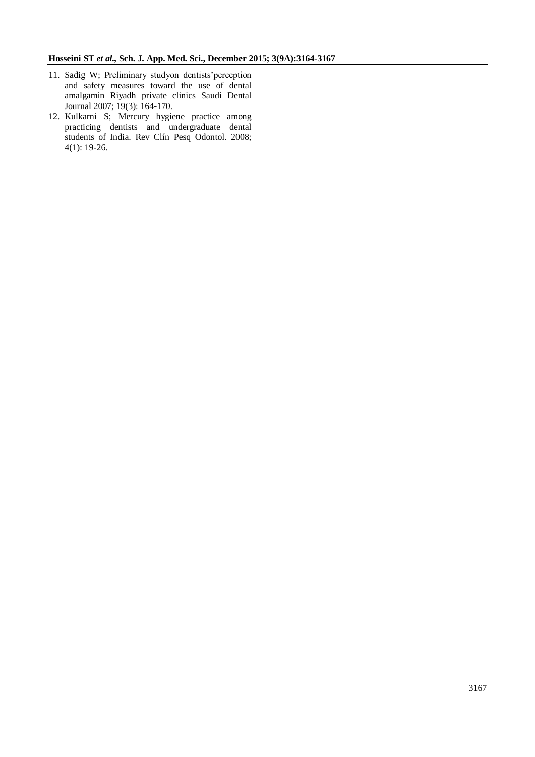11. Sadig W; Preliminary studyon dentists'perception and safety measures toward the use of dental amalgamin Riyadh private clinics Saudi Dental Journal 2007; 19(3): 164-170.
12. Kulkarni S; Mercury hygiene practice among practicing dentists and undergraduate dental students of India. Rev Clín Pesq Odontol. 2008; 4(1): 19-26.